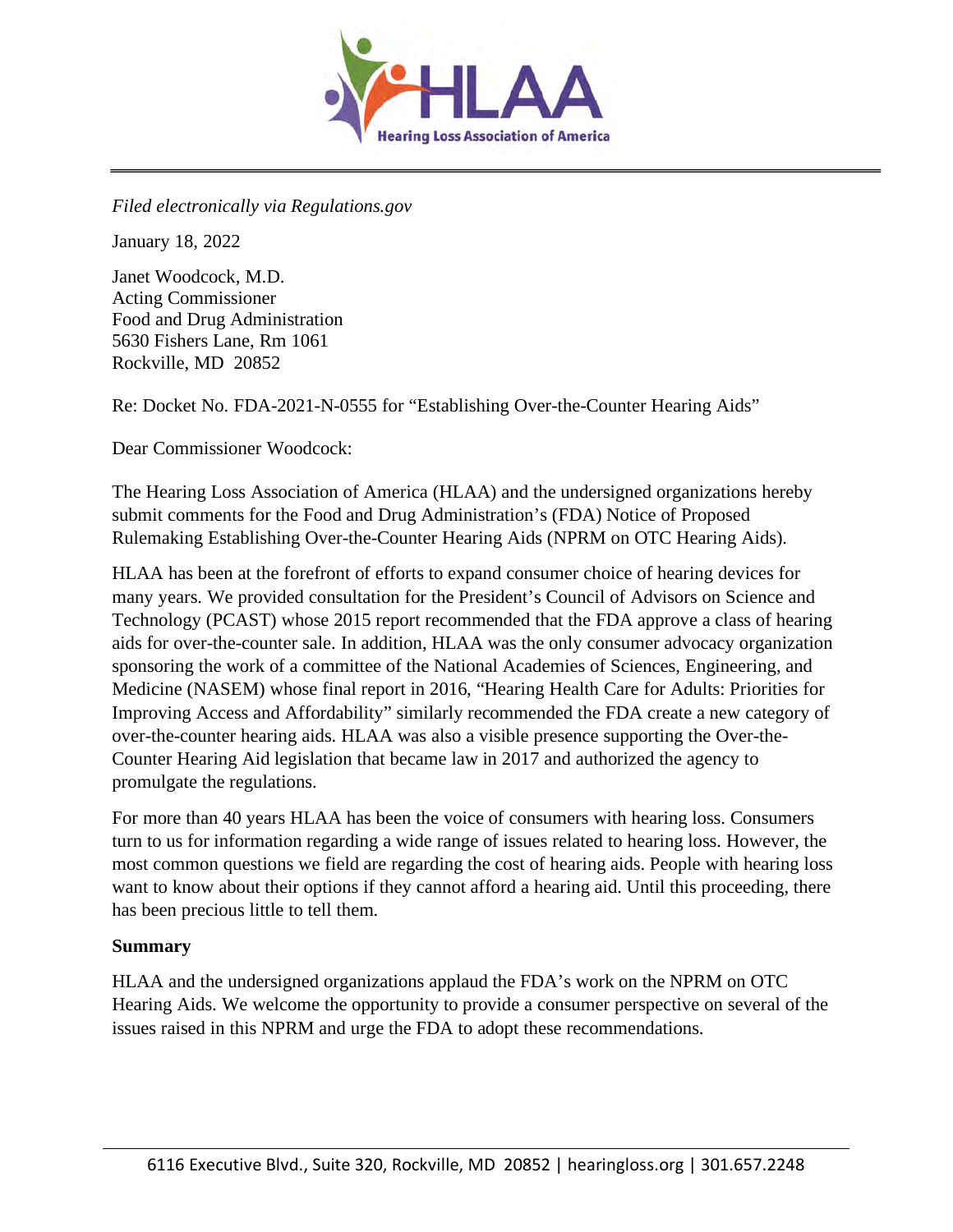*Filed electronically via Regulations.gov*

January 18, 2022

Janet Woodcock, M.D.
Acting Commissioner
Food and Drug Administration
5630 Fishers Lane, Rm 1061
Rockville, MD 20852

Re: Docket No. FDA-2021-N-0555 for "Establishing Over-the-Counter Hearing Aids"

Dear Commissioner Woodcock:

The Hearing Loss Association of America (HLAA) and the undersigned organizations hereby submit comments for the Food and Drug Administration's (FDA) Notice of Proposed Rulemaking Establishing Over-the-Counter Hearing Aids (NPRM on OTC Hearing Aids).

HLAA has been at the forefront of efforts to expand consumer choice of hearing devices for many years. We provided consultation for the President's Council of Advisors on Science and Technology (PCAST) whose 2015 report recommended that the FDA approve a class of hearing aids for over-the-counter sale. In addition, HLAA was the only consumer advocacy organization sponsoring the work of a committee of the National Academies of Sciences, Engineering, and Medicine (NASEM) whose final report in 2016, "Hearing Health Care for Adults: Priorities for Improving Access and Affordability" similarly recommended the FDA create a new category of over-the-counter hearing aids. HLAA was also a visible presence supporting the Over-the-Counter Hearing Aid legislation that became law in 2017 and authorized the agency to promulgate the regulations.

For more than 40 years HLAA has been the voice of consumers with hearing loss. Consumers turn to us for information regarding a wide range of issues related to hearing loss. However, the most common questions we field are regarding the cost of hearing aids. People with hearing loss want to know about their options if they cannot afford a hearing aid. Until this proceeding, there has been precious little to tell them.

**Summary**

HLAA and the undersigned organizations applaud the FDA's work on the NPRM on OTC Hearing Aids. We welcome the opportunity to provide a consumer perspective on several of the issues raised in this NPRM and urge the FDA to adopt these recommendations.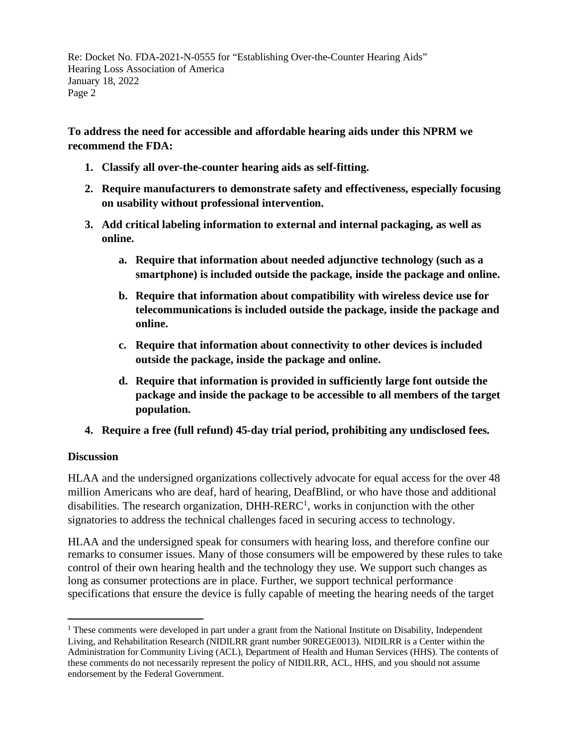**To address the need for accessible and affordable hearing aids under this NPRM we recommend the FDA:**

1. **Classify all over-the-counter hearing aids as self-fitting.**
2. **Require manufacturers to demonstrate safety and effectiveness, especially focusing on usability without professional intervention.**
3. **Add critical labeling information to external and internal packaging, as well as online.**
    a. **Require that information about needed adjunctive technology (such as a smartphone) is included outside the package, inside the package and online.**
    b. **Require that information about compatibility with wireless device use for telecommunications is included outside the package, inside the package and online.**
    c. **Require that information about connectivity to other devices is included outside the package, inside the package and online.**
    d. **Require that information is provided in sufficiently large font outside the package and inside the package to be accessible to all members of the target population.**
4. **Require a free (full refund) 45-day trial period, prohibiting any undisclosed fees.**

**Discussion**

HLAA and the undersigned organizations collectively advocate for equal access for the over 48 million Americans who are deaf, hard of hearing, DeafBlind, or who have those and additional disabilities. The research organization, DHH-RERC[1], works in conjunction with the other signatories to address the technical challenges faced in securing access to technology.

HLAA and the undersigned speak for consumers with hearing loss, and therefore confine our remarks to consumer issues. Many of those consumers will be empowered by these rules to take control of their own hearing health and the technology they use. We support such changes as long as consumer protections are in place. Further, we support technical performance specifications that ensure the device is fully capable of meeting the hearing needs of the target

[1] These comments were developed in part under a grant from the National Institute on Disability, Independent Living, and Rehabilitation Research (NIDILRR grant number 90REGE0013). NIDILRR is a Center within the Administration for Community Living (ACL), Department of Health and Human Services (HHS). The contents of these comments do not necessarily represent the policy of NIDILRR, ACL, HHS, and you should not assume endorsement by the Federal Government.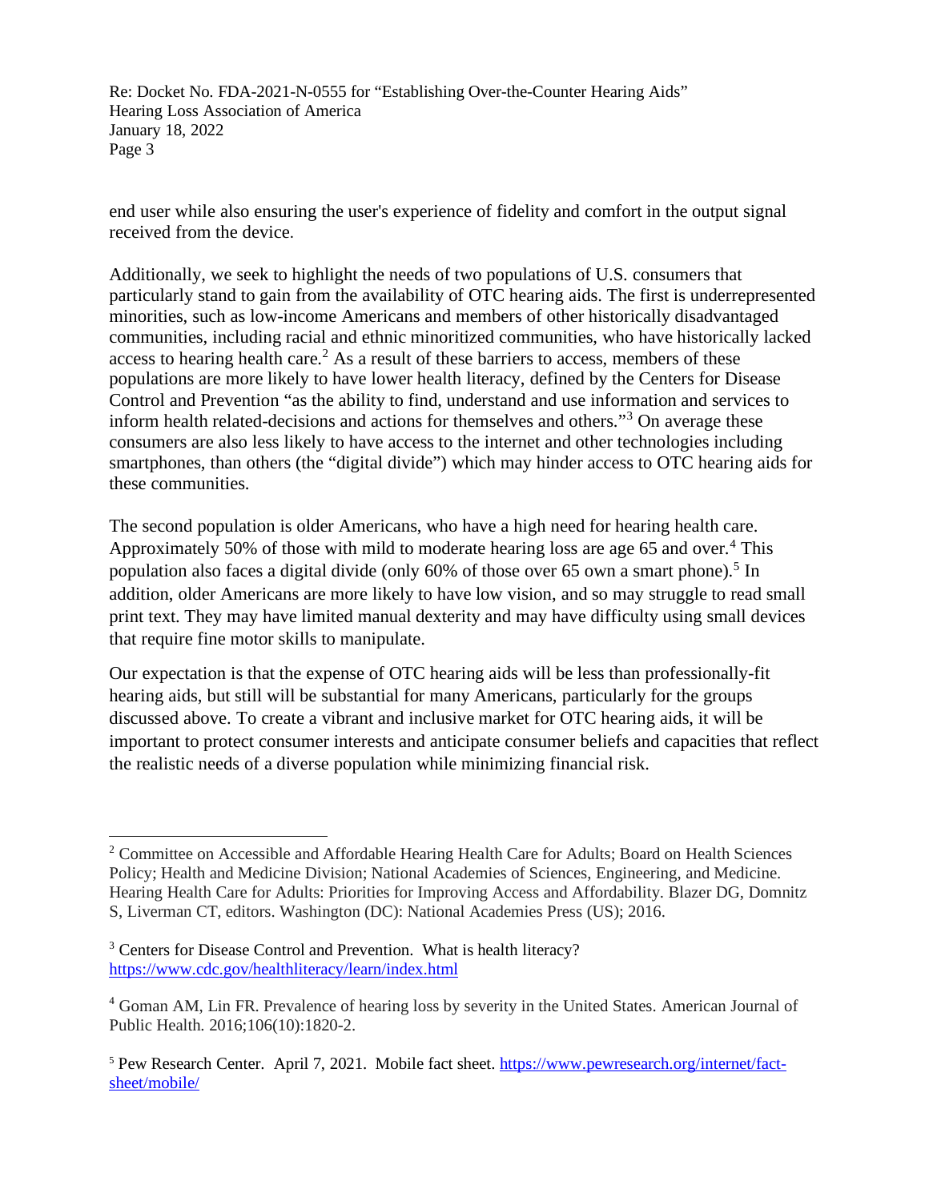end user while also ensuring the user's experience of fidelity and comfort in the output signal received from the device.

Additionally, we seek to highlight the needs of two populations of U.S. consumers that particularly stand to gain from the availability of OTC hearing aids. The first is underrepresented minorities, such as low-income Americans and members of other historically disadvantaged communities, including racial and ethnic minoritized communities, who have historically lacked access to hearing health care.[2] As a result of these barriers to access, members of these populations are more likely to have lower health literacy, defined by the Centers for Disease Control and Prevention "as the ability to find, understand and use information and services to inform health related-decisions and actions for themselves and others."[3] On average these consumers are also less likely to have access to the internet and other technologies including smartphones, than others (the "digital divide") which may hinder access to OTC hearing aids for these communities.

The second population is older Americans, who have a high need for hearing health care. Approximately 50% of those with mild to moderate hearing loss are age 65 and over.[4] This population also faces a digital divide (only 60% of those over 65 own a smart phone).[5] In addition, older Americans are more likely to have low vision, and so may struggle to read small print text. They may have limited manual dexterity and may have difficulty using small devices that require fine motor skills to manipulate.

Our expectation is that the expense of OTC hearing aids will be less than professionally-fit hearing aids, but still will be substantial for many Americans, particularly for the groups discussed above. To create a vibrant and inclusive market for OTC hearing aids, it will be important to protect consumer interests and anticipate consumer beliefs and capacities that reflect the realistic needs of a diverse population while minimizing financial risk.

---

[2] Committee on Accessible and Affordable Hearing Health Care for Adults; Board on Health Sciences Policy; Health and Medicine Division; National Academies of Sciences, Engineering, and Medicine. Hearing Health Care for Adults: Priorities for Improving Access and Affordability. Blazer DG, Domnitz S, Liverman CT, editors. Washington (DC): National Academies Press (US); 2016.

[3] Centers for Disease Control and Prevention. What is health literacy? https://www.cdc.gov/healthliteracy/learn/index.html

[4] Goman AM, Lin FR. Prevalence of hearing loss by severity in the United States. American Journal of Public Health. 2016;106(10):1820-2.

[5] Pew Research Center. April 7, 2021. Mobile fact sheet. https://www.pewresearch.org/internet/fact-sheet/mobile/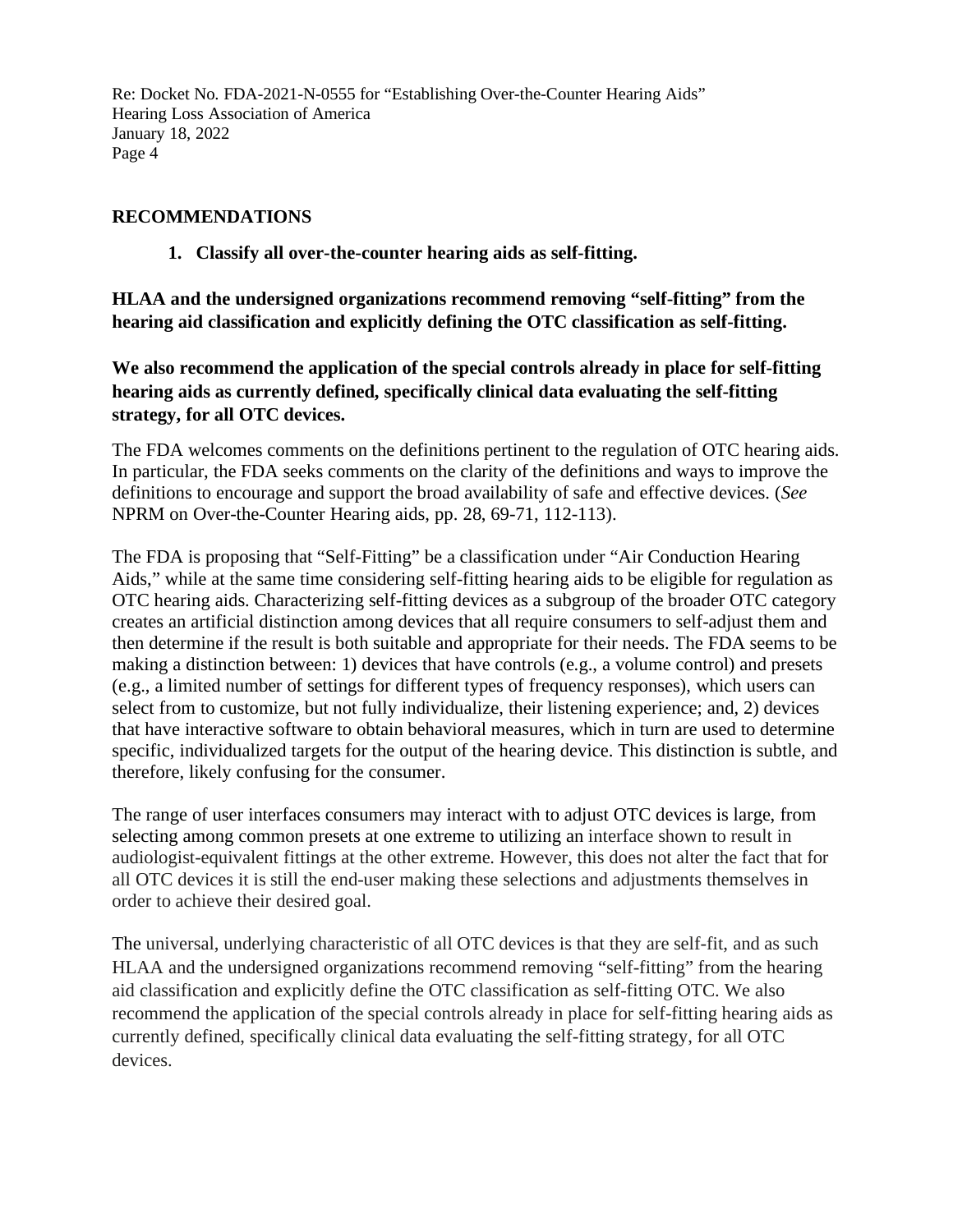## RECOMMENDATIONS

**1. Classify all over-the-counter hearing aids as self-fitting.**

**HLAA and the undersigned organizations recommend removing "self-fitting" from the hearing aid classification and explicitly defining the OTC classification as self-fitting.**

**We also recommend the application of the special controls already in place for self-fitting hearing aids as currently defined, specifically clinical data evaluating the self-fitting strategy, for all OTC devices.**

The FDA welcomes comments on the definitions pertinent to the regulation of OTC hearing aids. In particular, the FDA seeks comments on the clarity of the definitions and ways to improve the definitions to encourage and support the broad availability of safe and effective devices. (*See* NPRM on Over-the-Counter Hearing aids, pp. 28, 69-71, 112-113).

The FDA is proposing that "Self-Fitting" be a classification under "Air Conduction Hearing Aids," while at the same time considering self-fitting hearing aids to be eligible for regulation as OTC hearing aids. Characterizing self-fitting devices as a subgroup of the broader OTC category creates an artificial distinction among devices that all require consumers to self-adjust them and then determine if the result is both suitable and appropriate for their needs. The FDA seems to be making a distinction between: 1) devices that have controls (e.g., a volume control) and presets (e.g., a limited number of settings for different types of frequency responses), which users can select from to customize, but not fully individualize, their listening experience; and, 2) devices that have interactive software to obtain behavioral measures, which in turn are used to determine specific, individualized targets for the output of the hearing device. This distinction is subtle, and therefore, likely confusing for the consumer.

The range of user interfaces consumers may interact with to adjust OTC devices is large, from selecting among common presets at one extreme to utilizing an interface shown to result in audiologist-equivalent fittings at the other extreme. However, this does not alter the fact that for all OTC devices it is still the end-user making these selections and adjustments themselves in order to achieve their desired goal.

The universal, underlying characteristic of all OTC devices is that they are self-fit, and as such HLAA and the undersigned organizations recommend removing "self-fitting" from the hearing aid classification and explicitly define the OTC classification as self-fitting OTC. We also recommend the application of the special controls already in place for self-fitting hearing aids as currently defined, specifically clinical data evaluating the self-fitting strategy, for all OTC devices.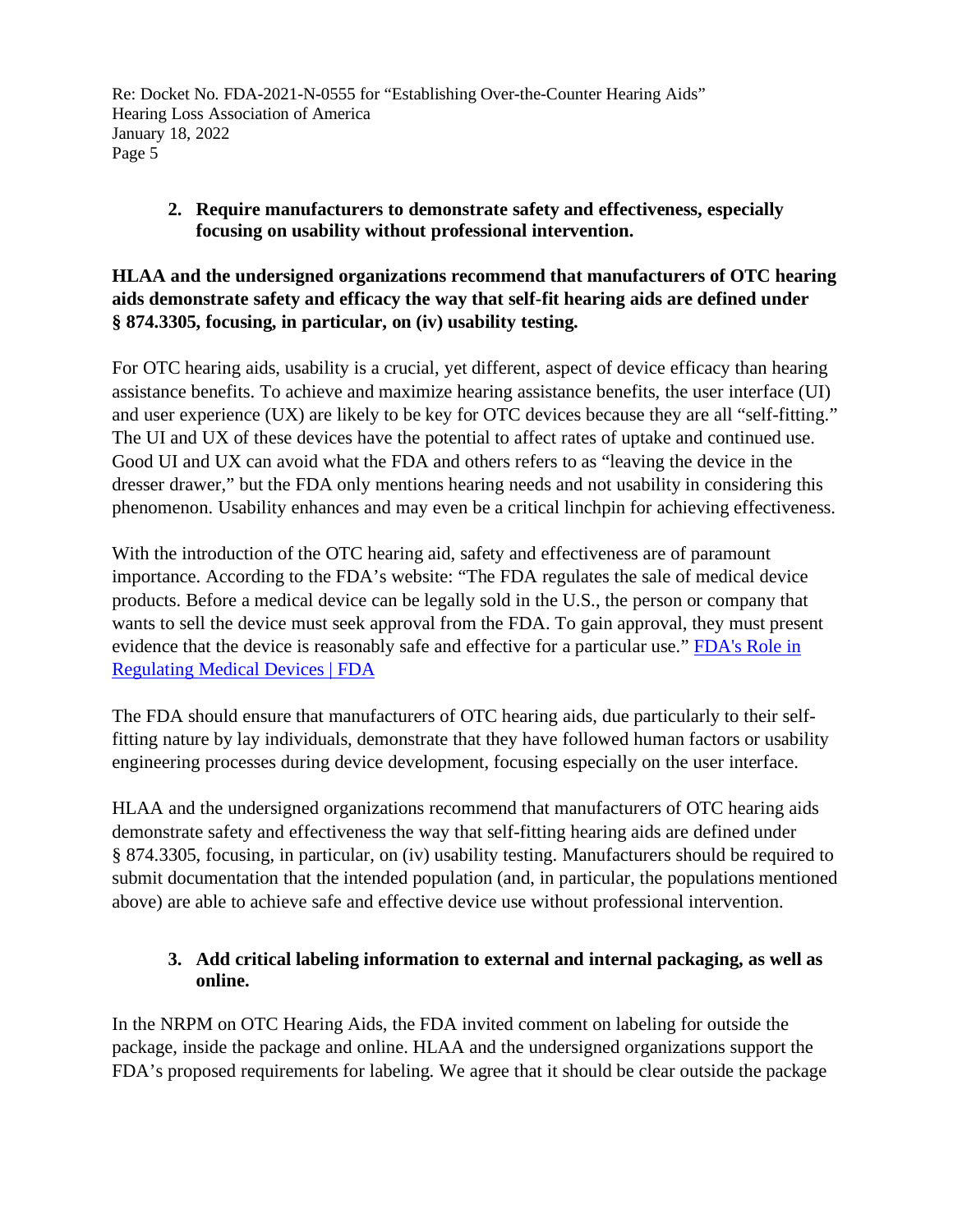2. **Require manufacturers to demonstrate safety and effectiveness, especially focusing on usability without professional intervention.**

**HLAA and the undersigned organizations recommend that manufacturers of OTC hearing aids demonstrate safety and efficacy the way that self-fit hearing aids are defined under § 874.3305, focusing, in particular, on (iv) usability testing.**

For OTC hearing aids, usability is a crucial, yet different, aspect of device efficacy than hearing assistance benefits. To achieve and maximize hearing assistance benefits, the user interface (UI) and user experience (UX) are likely to be key for OTC devices because they are all "self-fitting." The UI and UX of these devices have the potential to affect rates of uptake and continued use. Good UI and UX can avoid what the FDA and others refers to as "leaving the device in the dresser drawer," but the FDA only mentions hearing needs and not usability in considering this phenomenon. Usability enhances and may even be a critical linchpin for achieving effectiveness.

With the introduction of the OTC hearing aid, safety and effectiveness are of paramount importance. According to the FDA's website: "The FDA regulates the sale of medical device products. Before a medical device can be legally sold in the U.S., the person or company that wants to sell the device must seek approval from the FDA. To gain approval, they must present evidence that the device is reasonably safe and effective for a particular use." [FDA's Role in Regulating Medical Devices | FDA]

The FDA should ensure that manufacturers of OTC hearing aids, due particularly to their self-fitting nature by lay individuals, demonstrate that they have followed human factors or usability engineering processes during device development, focusing especially on the user interface.

HLAA and the undersigned organizations recommend that manufacturers of OTC hearing aids demonstrate safety and effectiveness the way that self-fitting hearing aids are defined under § 874.3305, focusing, in particular, on (iv) usability testing. Manufacturers should be required to submit documentation that the intended population (and, in particular, the populations mentioned above) are able to achieve safe and effective device use without professional intervention.

3. **Add critical labeling information to external and internal packaging, as well as online.**

In the NRPM on OTC Hearing Aids, the FDA invited comment on labeling for outside the package, inside the package and online. HLAA and the undersigned organizations support the FDA's proposed requirements for labeling. We agree that it should be clear outside the package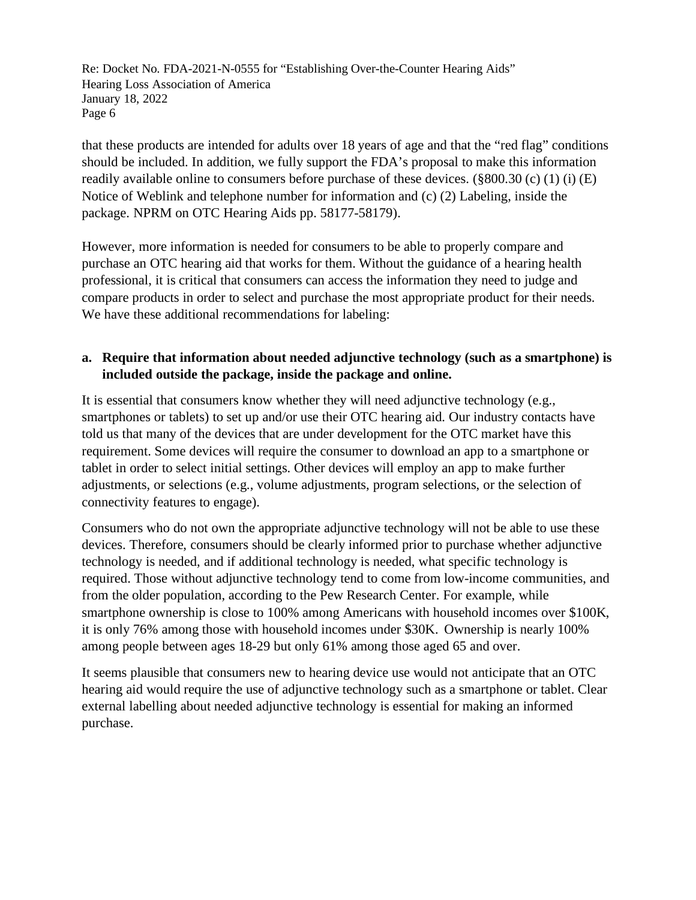that these products are intended for adults over 18 years of age and that the "red flag" conditions should be included. In addition, we fully support the FDA's proposal to make this information readily available online to consumers before purchase of these devices. (§800.30 (c) (1) (i) (E) Notice of Weblink and telephone number for information and (c) (2) Labeling, inside the package. NPRM on OTC Hearing Aids pp. 58177-58179).

However, more information is needed for consumers to be able to properly compare and purchase an OTC hearing aid that works for them. Without the guidance of a hearing health professional, it is critical that consumers can access the information they need to judge and compare products in order to select and purchase the most appropriate product for their needs. We have these additional recommendations for labeling:

**a. Require that information about needed adjunctive technology (such as a smartphone) is included outside the package, inside the package and online.**

It is essential that consumers know whether they will need adjunctive technology (e.g., smartphones or tablets) to set up and/or use their OTC hearing aid. Our industry contacts have told us that many of the devices that are under development for the OTC market have this requirement. Some devices will require the consumer to download an app to a smartphone or tablet in order to select initial settings. Other devices will employ an app to make further adjustments, or selections (e.g., volume adjustments, program selections, or the selection of connectivity features to engage).

Consumers who do not own the appropriate adjunctive technology will not be able to use these devices. Therefore, consumers should be clearly informed prior to purchase whether adjunctive technology is needed, and if additional technology is needed, what specific technology is required. Those without adjunctive technology tend to come from low-income communities, and from the older population, according to the Pew Research Center. For example, while smartphone ownership is close to 100% among Americans with household incomes over $100K, it is only 76% among those with household incomes under $30K. Ownership is nearly 100% among people between ages 18-29 but only 61% among those aged 65 and over.

It seems plausible that consumers new to hearing device use would not anticipate that an OTC hearing aid would require the use of adjunctive technology such as a smartphone or tablet. Clear external labelling about needed adjunctive technology is essential for making an informed purchase.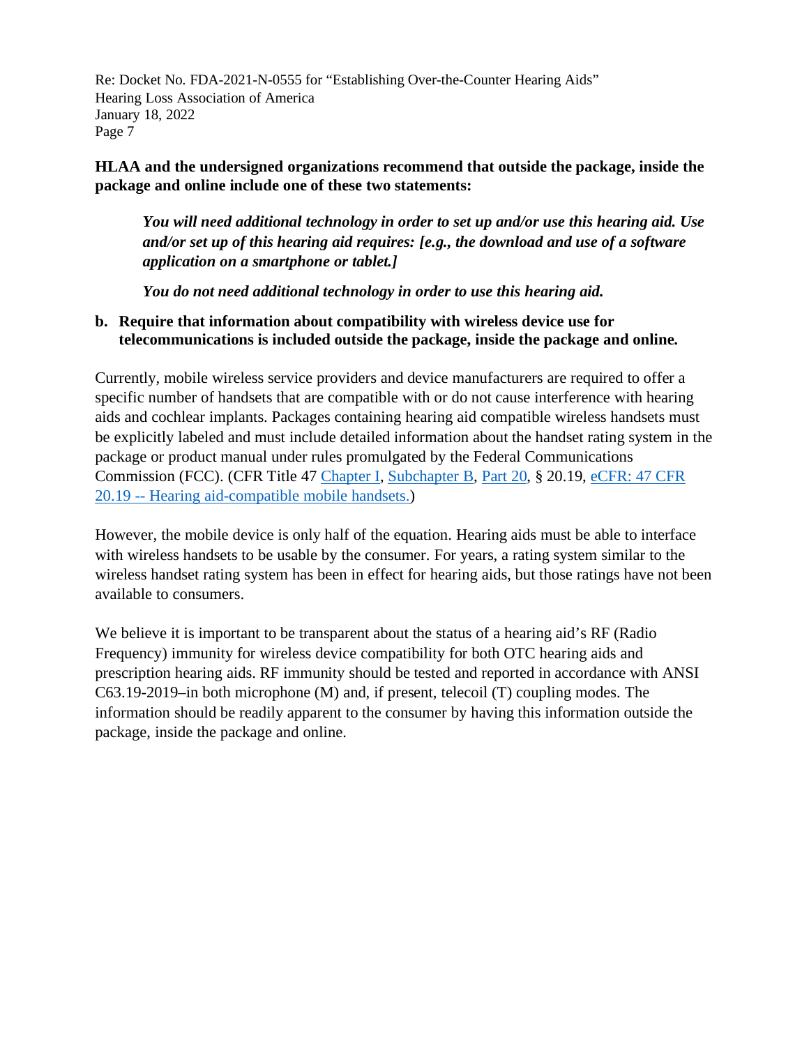**HLAA and the undersigned organizations recommend that outside the package, inside the package and online include one of these two statements:**

> ***You will need additional technology in order to set up and/or use this hearing aid. Use and/or set up of this hearing aid requires: [e.g., the download and use of a software application on a smartphone or tablet.]***
>
> ***You do not need additional technology in order to use this hearing aid.***

**b. Require that information about compatibility with wireless device use for telecommunications is included outside the package, inside the package and online.**

Currently, mobile wireless service providers and device manufacturers are required to offer a specific number of handsets that are compatible with or do not cause interference with hearing aids and cochlear implants. Packages containing hearing aid compatible wireless handsets must be explicitly labeled and must include detailed information about the handset rating system in the package or product manual under rules promulgated by the Federal Communications Commission (FCC). (CFR Title 47 Chapter I, Subchapter B, Part 20, § 20.19, eCFR: 47 CFR 20.19 -- Hearing aid-compatible mobile handsets.)

However, the mobile device is only half of the equation. Hearing aids must be able to interface with wireless handsets to be usable by the consumer. For years, a rating system similar to the wireless handset rating system has been in effect for hearing aids, but those ratings have not been available to consumers.

We believe it is important to be transparent about the status of a hearing aid's RF (Radio Frequency) immunity for wireless device compatibility for both OTC hearing aids and prescription hearing aids. RF immunity should be tested and reported in accordance with ANSI C63.19-2019–in both microphone (M) and, if present, telecoil (T) coupling modes. The information should be readily apparent to the consumer by having this information outside the package, inside the package and online.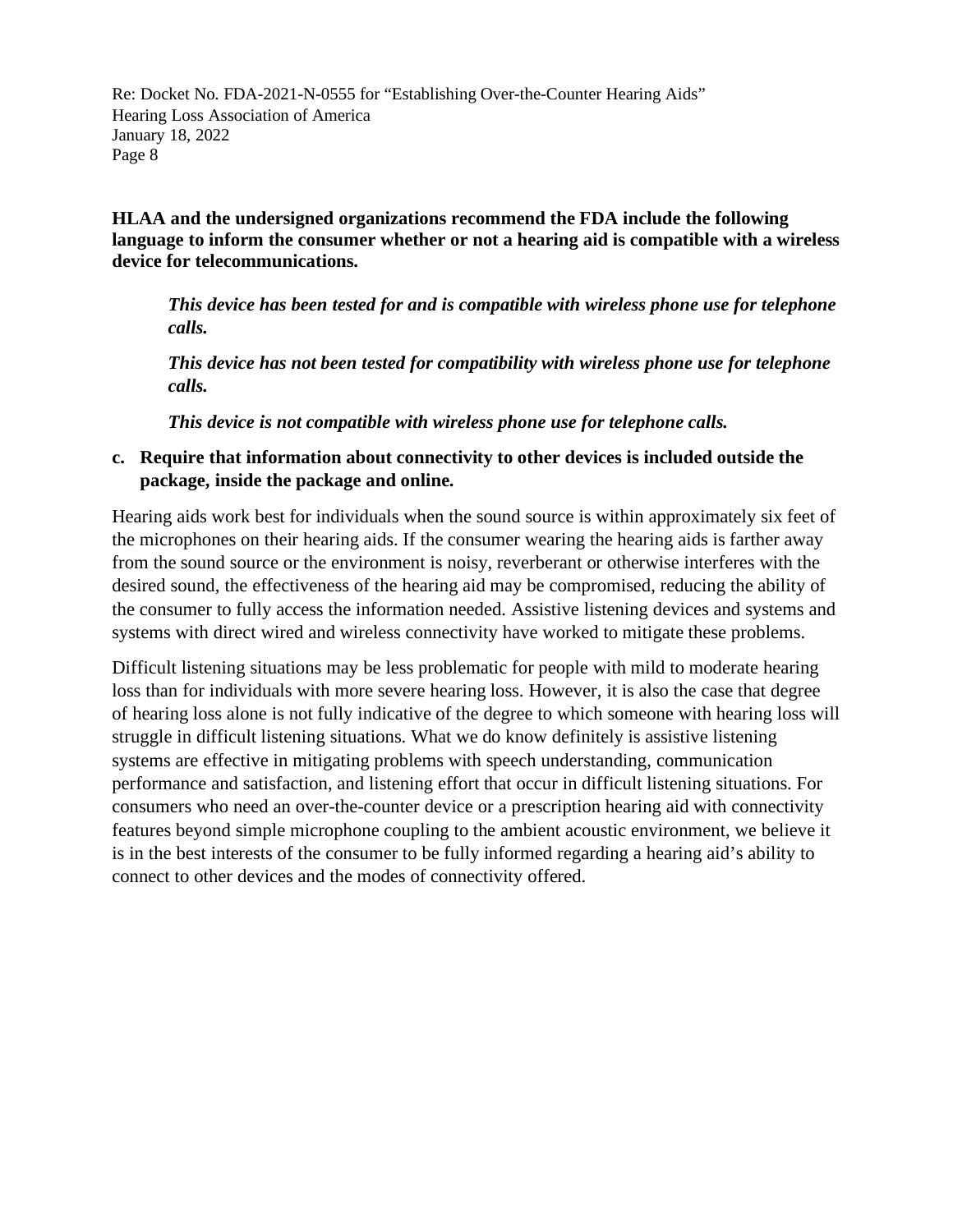**HLAA and the undersigned organizations recommend the FDA include the following language to inform the consumer whether or not a hearing aid is compatible with a wireless device for telecommunications.**

> ***This device has been tested for and is compatible with wireless phone use for telephone calls.***
>
> ***This device has not been tested for compatibility with wireless phone use for telephone calls.***
>
> ***This device is not compatible with wireless phone use for telephone calls.***

**c. Require that information about connectivity to other devices is included outside the package, inside the package and online.**

Hearing aids work best for individuals when the sound source is within approximately six feet of the microphones on their hearing aids. If the consumer wearing the hearing aids is farther away from the sound source or the environment is noisy, reverberant or otherwise interferes with the desired sound, the effectiveness of the hearing aid may be compromised, reducing the ability of the consumer to fully access the information needed. Assistive listening devices and systems and systems with direct wired and wireless connectivity have worked to mitigate these problems.

Difficult listening situations may be less problematic for people with mild to moderate hearing loss than for individuals with more severe hearing loss. However, it is also the case that degree of hearing loss alone is not fully indicative of the degree to which someone with hearing loss will struggle in difficult listening situations. What we do know definitely is assistive listening systems are effective in mitigating problems with speech understanding, communication performance and satisfaction, and listening effort that occur in difficult listening situations. For consumers who need an over-the-counter device or a prescription hearing aid with connectivity features beyond simple microphone coupling to the ambient acoustic environment, we believe it is in the best interests of the consumer to be fully informed regarding a hearing aid's ability to connect to other devices and the modes of connectivity offered.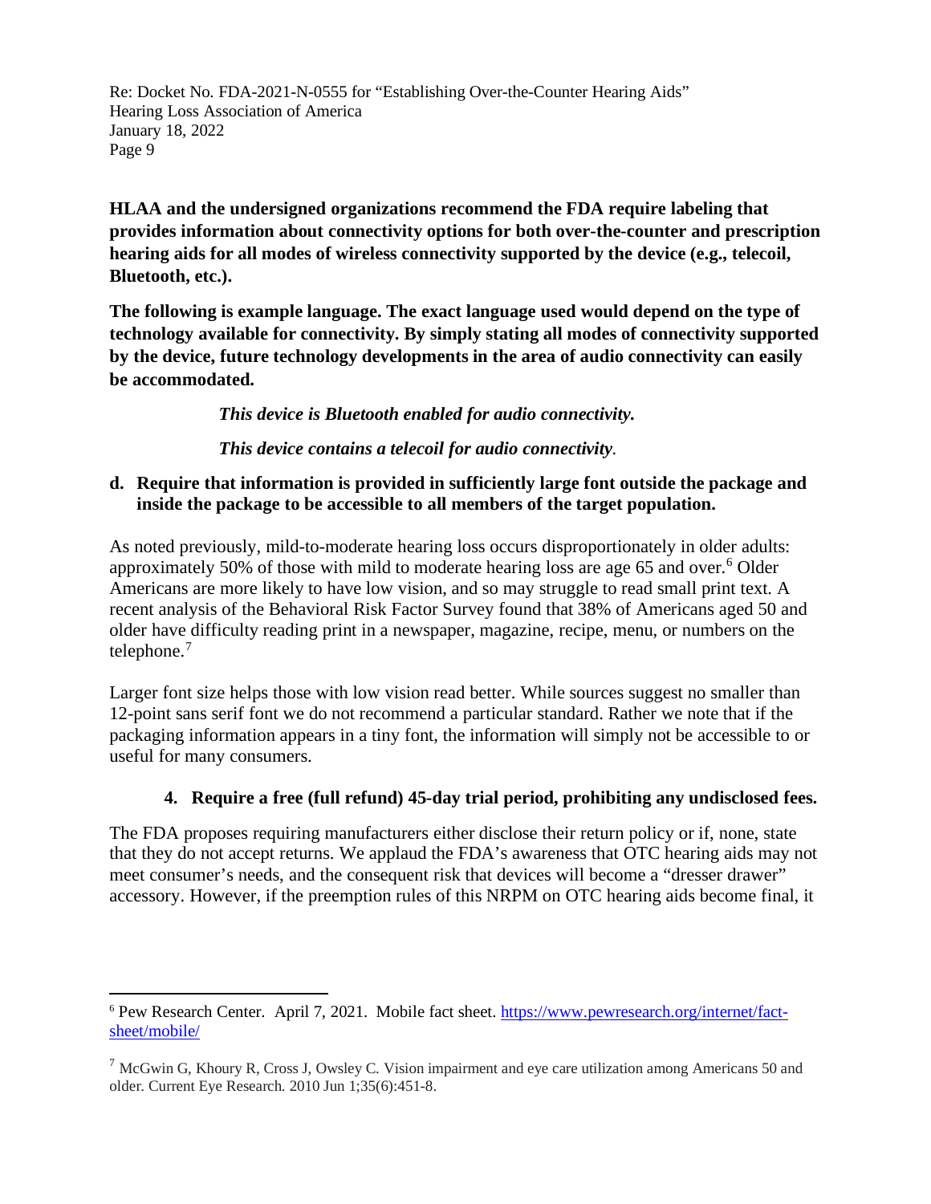**HLAA and the undersigned organizations recommend the FDA require labeling that provides information about connectivity options for both over-the-counter and prescription hearing aids for all modes of wireless connectivity supported by the device (e.g., telecoil, Bluetooth, etc.).**

**The following is example language. The exact language used would depend on the type of technology available for connectivity. By simply stating all modes of connectivity supported by the device, future technology developments in the area of audio connectivity can easily be accommodated.**

> ***This device is Bluetooth enabled for audio connectivity.***
>
> ***This device contains a telecoil for audio connectivity.***

**d. Require that information is provided in sufficiently large font outside the package and inside the package to be accessible to all members of the target population.**

As noted previously, mild-to-moderate hearing loss occurs disproportionately in older adults: approximately 50% of those with mild to moderate hearing loss are age 65 and over.[6] Older Americans are more likely to have low vision, and so may struggle to read small print text. A recent analysis of the Behavioral Risk Factor Survey found that 38% of Americans aged 50 and older have difficulty reading print in a newspaper, magazine, recipe, menu, or numbers on the telephone.[7]

Larger font size helps those with low vision read better. While sources suggest no smaller than 12-point sans serif font we do not recommend a particular standard. Rather we note that if the packaging information appears in a tiny font, the information will simply not be accessible to or useful for many consumers.

**4. Require a free (full refund) 45-day trial period, prohibiting any undisclosed fees.**

The FDA proposes requiring manufacturers either disclose their return policy or if, none, state that they do not accept returns. We applaud the FDA's awareness that OTC hearing aids may not meet consumer's needs, and the consequent risk that devices will become a "dresser drawer" accessory. However, if the preemption rules of this NRPM on OTC hearing aids become final, it

---

[6] Pew Research Center. April 7, 2021. Mobile fact sheet. https://www.pewresearch.org/internet/fact-sheet/mobile/

[7] McGwin G, Khoury R, Cross J, Owsley C. Vision impairment and eye care utilization among Americans 50 and older. Current Eye Research. 2010 Jun 1;35(6):451-8.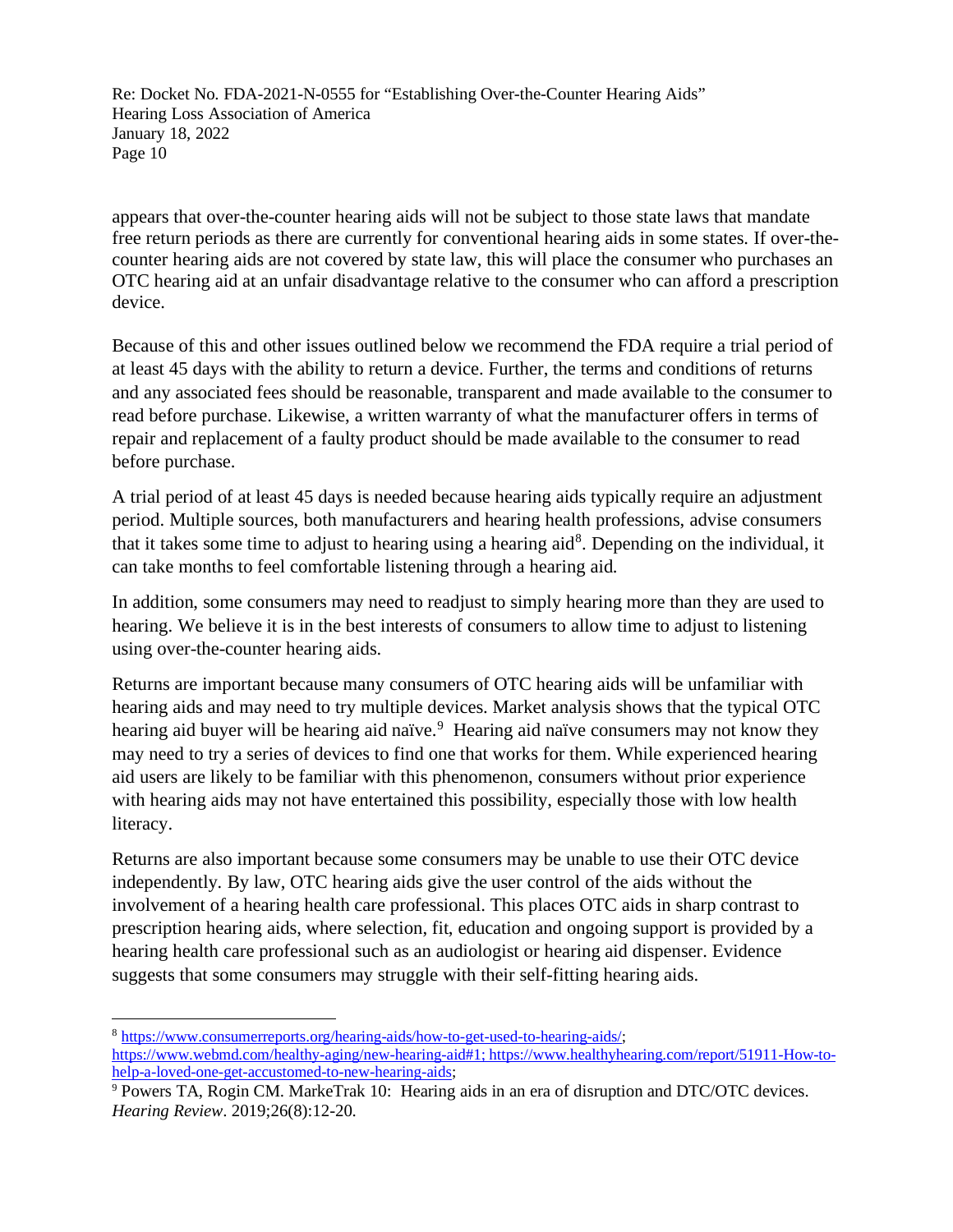appears that over-the-counter hearing aids will not be subject to those state laws that mandate free return periods as there are currently for conventional hearing aids in some states. If over-the-counter hearing aids are not covered by state law, this will place the consumer who purchases an OTC hearing aid at an unfair disadvantage relative to the consumer who can afford a prescription device.

Because of this and other issues outlined below we recommend the FDA require a trial period of at least 45 days with the ability to return a device. Further, the terms and conditions of returns and any associated fees should be reasonable, transparent and made available to the consumer to read before purchase. Likewise, a written warranty of what the manufacturer offers in terms of repair and replacement of a faulty product should be made available to the consumer to read before purchase.

A trial period of at least 45 days is needed because hearing aids typically require an adjustment period. Multiple sources, both manufacturers and hearing health professions, advise consumers that it takes some time to adjust to hearing using a hearing aid[8]. Depending on the individual, it can take months to feel comfortable listening through a hearing aid.

In addition, some consumers may need to readjust to simply hearing more than they are used to hearing. We believe it is in the best interests of consumers to allow time to adjust to listening using over-the-counter hearing aids.

Returns are important because many consumers of OTC hearing aids will be unfamiliar with hearing aids and may need to try multiple devices. Market analysis shows that the typical OTC hearing aid buyer will be hearing aid naïve.[9] Hearing aid naïve consumers may not know they may need to try a series of devices to find one that works for them. While experienced hearing aid users are likely to be familiar with this phenomenon, consumers without prior experience with hearing aids may not have entertained this possibility, especially those with low health literacy.

Returns are also important because some consumers may be unable to use their OTC device independently. By law, OTC hearing aids give the user control of the aids without the involvement of a hearing health care professional. This places OTC aids in sharp contrast to prescription hearing aids, where selection, fit, education and ongoing support is provided by a hearing health care professional such as an audiologist or hearing aid dispenser. Evidence suggests that some consumers may struggle with their self-fitting hearing aids.

---

[8] https://www.consumerreports.org/hearing-aids/how-to-get-used-to-hearing-aids/; https://www.webmd.com/healthy-aging/new-hearing-aid#1; https://www.healthyhearing.com/report/51911-How-to-help-a-loved-one-get-accustomed-to-new-hearing-aids;

[9] Powers TA, Rogin CM. MarkeTrak 10: Hearing aids in an era of disruption and DTC/OTC devices. *Hearing Review*. 2019;26(8):12-20.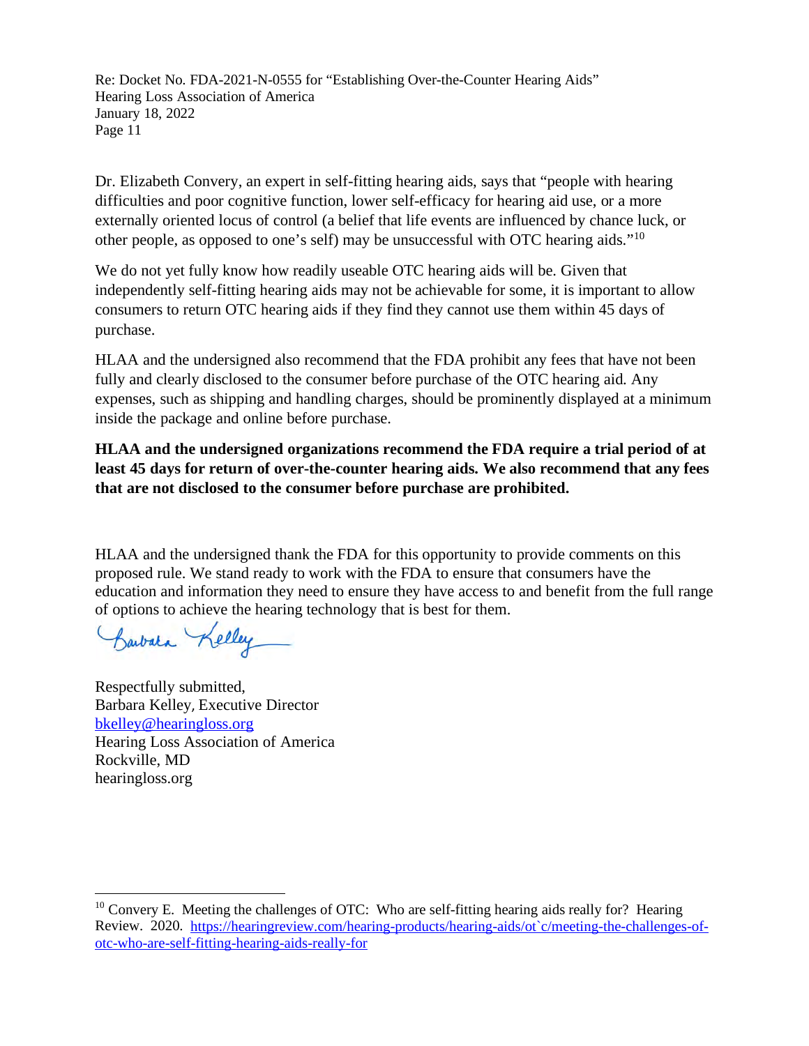Dr. Elizabeth Convery, an expert in self-fitting hearing aids, says that "people with hearing difficulties and poor cognitive function, lower self-efficacy for hearing aid use, or a more externally oriented locus of control (a belief that life events are influenced by chance luck, or other people, as opposed to one's self) may be unsuccessful with OTC hearing aids."[10]

We do not yet fully know how readily useable OTC hearing aids will be. Given that independently self-fitting hearing aids may not be achievable for some, it is important to allow consumers to return OTC hearing aids if they find they cannot use them within 45 days of purchase.

HLAA and the undersigned also recommend that the FDA prohibit any fees that have not been fully and clearly disclosed to the consumer before purchase of the OTC hearing aid. Any expenses, such as shipping and handling charges, should be prominently displayed at a minimum inside the package and online before purchase.

**HLAA and the undersigned organizations recommend the FDA require a trial period of at least 45 days for return of over-the-counter hearing aids. We also recommend that any fees that are not disclosed to the consumer before purchase are prohibited.**

HLAA and the undersigned thank the FDA for this opportunity to provide comments on this proposed rule. We stand ready to work with the FDA to ensure that consumers have the education and information they need to ensure they have access to and benefit from the full range of options to achieve the hearing technology that is best for them.

Respectfully submitted,
Barbara Kelley, Executive Director
bkelley@hearingloss.org
Hearing Loss Association of America
Rockville, MD
hearingloss.org

---

[10] Convery E. Meeting the challenges of OTC: Who are self-fitting hearing aids really for? Hearing Review. 2020. https://hearingreview.com/hearing-products/hearing-aids/ot`c/meeting-the-challenges-of-otc-who-are-self-fitting-hearing-aids-really-for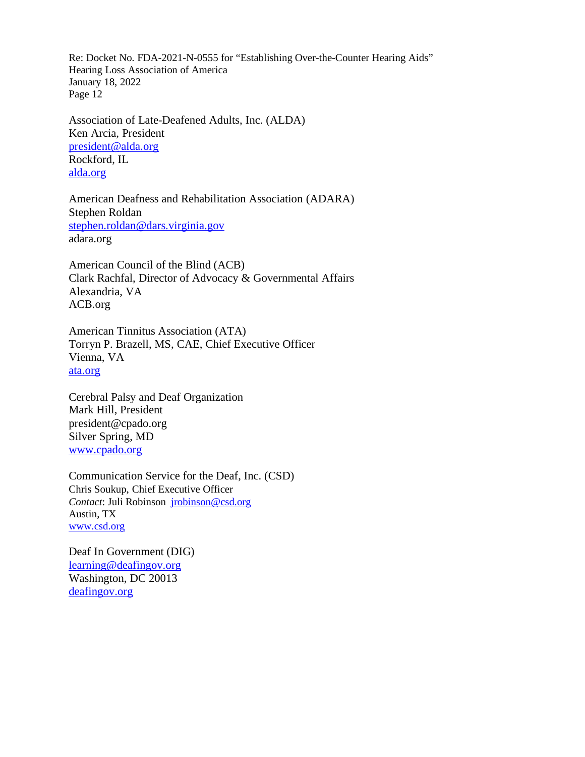Association of Late-Deafened Adults, Inc. (ALDA)
Ken Arcia, President
president@alda.org
Rockford, IL
alda.org

American Deafness and Rehabilitation Association (ADARA)
Stephen Roldan
stephen.roldan@dars.virginia.gov
adara.org

American Council of the Blind (ACB)
Clark Rachfal, Director of Advocacy & Governmental Affairs
Alexandria, VA
ACB.org

American Tinnitus Association (ATA)
Torryn P. Brazell, MS, CAE, Chief Executive Officer
Vienna, VA
ata.org

Cerebral Palsy and Deaf Organization
Mark Hill, President
president@cpado.org
Silver Spring, MD
www.cpado.org

Communication Service for the Deaf, Inc. (CSD)
Chris Soukup, Chief Executive Officer
*Contact*: Juli Robinson jrobinson@csd.org
Austin, TX
www.csd.org

Deaf In Government (DIG)
learning@deafingov.org
Washington, DC 20013
deafingov.org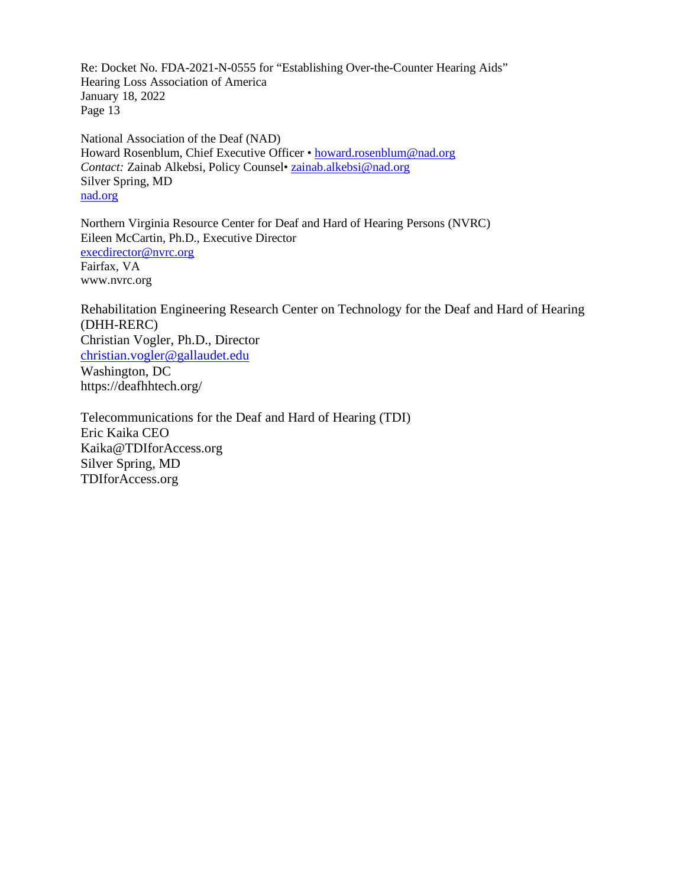National Association of the Deaf (NAD)
Howard Rosenblum, Chief Executive Officer • howard.rosenblum@nad.org
*Contact:* Zainab Alkebsi, Policy Counsel• zainab.alkebsi@nad.org
Silver Spring, MD
nad.org

Northern Virginia Resource Center for Deaf and Hard of Hearing Persons (NVRC)
Eileen McCartin, Ph.D., Executive Director
execdirector@nvrc.org
Fairfax, VA
www.nvrc.org

Rehabilitation Engineering Research Center on Technology for the Deaf and Hard of Hearing (DHH-RERC)
Christian Vogler, Ph.D., Director
christian.vogler@gallaudet.edu
Washington, DC
https://deafhhtech.org/

Telecommunications for the Deaf and Hard of Hearing (TDI)
Eric Kaika CEO
Kaika@TDIforAccess.org
Silver Spring, MD
TDIforAccess.org